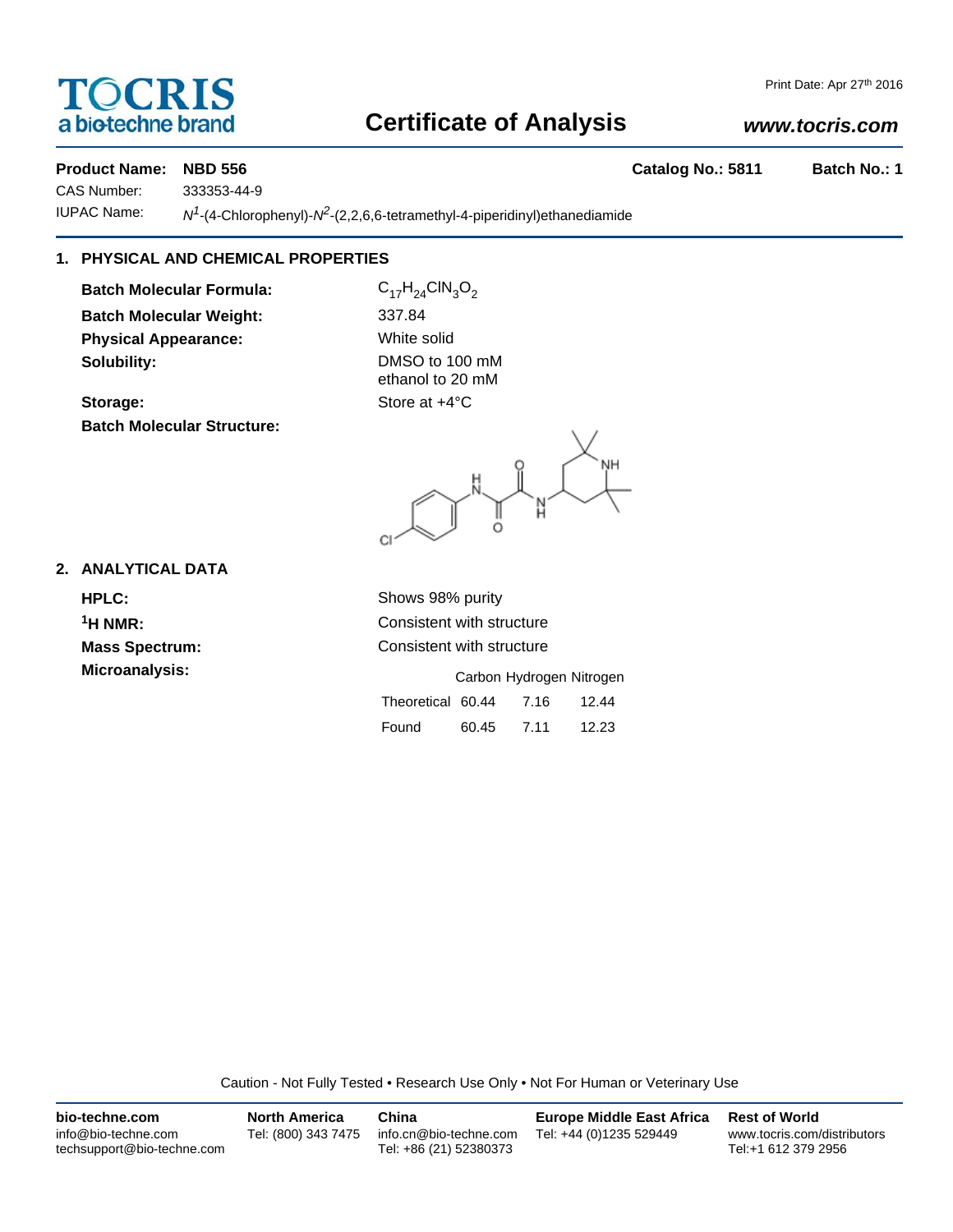**TOCRIS** a biotechne brand

Print Date: Apr 27th 2016

# Certificate of Analysis

www.tocris.com

**Product Name:** **NBD 556** **Catalog No.: 5811** **Batch No.: 1**

CAS Number: 333353-44-9

IUPAC Name: $N^1$-(4-Chlorophenyl)-$N^2$-(2,2,6,6-tetramethyl-4-piperidinyl)ethanediamide

## 1. PHYSICAL AND CHEMICAL PROPERTIES

**Batch Molecular Formula:** $C_{17}H_{24}ClN_3O_2$

**Batch Molecular Weight:** 337.84

**Physical Appearance:** White solid

**Solubility:** DMSO to 100 mM
ethanol to 20 mM

**Storage:** Store at +4°C

**Batch Molecular Structure:**

## 2. ANALYTICAL DATA

**HPLC:** Shows 98% purity

**$^1$H NMR:** Consistent with structure

**Mass Spectrum:** Consistent with structure

**Microanalysis:**

| | Carbon | Hydrogen | Nitrogen |
|---|---|---|---|
| Theoretical | 60.44 | 7.16 | 12.44 |
| Found | 60.45 | 7.11 | 12.23 |

Caution - Not Fully Tested • Research Use Only • Not For Human or Veterinary Use

**bio-techne.com**
info@bio-techne.com
techsupport@bio-techne.com

**North America**
Tel: (800) 343 7475

**China**
info.cn@bio-techne.com
Tel: +86 (21) 52380373

**Europe Middle East Africa**
Tel: +44 (0)1235 529449

**Rest of World**
www.tocris.com/distributors
Tel:+1 612 379 2956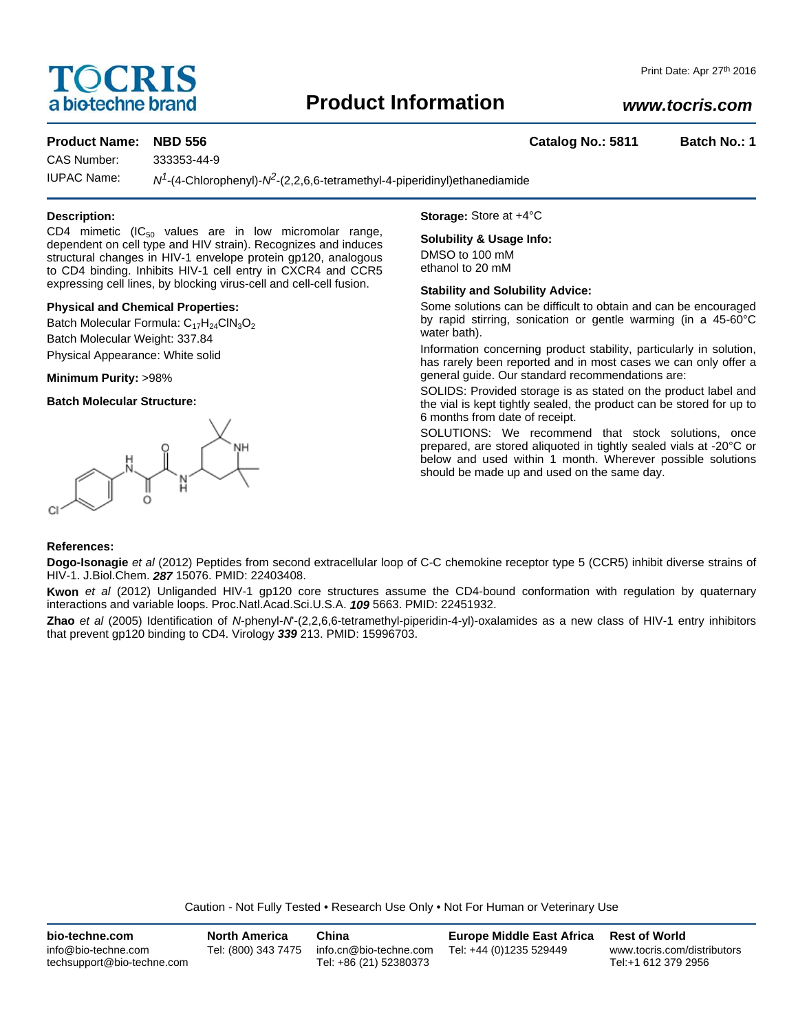# Product Information

**Product Name: NBD 556** **Catalog No.: 5811** **Batch No.: 1**

CAS Number: 333353-44-9

IUPAC Name: $N^1$-(4-Chlorophenyl)-$N^2$-(2,2,6,6-tetramethyl-4-piperidinyl)ethanediamide

### Description:

CD4 mimetic ($IC_{50}$ values are in low micromolar range, dependent on cell type and HIV strain). Recognizes and induces structural changes in HIV-1 envelope protein gp120, analogous to CD4 binding. Inhibits HIV-1 cell entry in CXCR4 and CCR5 expressing cell lines, by blocking virus-cell and cell-cell fusion.

### Physical and Chemical Properties:

Batch Molecular Formula: $C_{17}H_{24}ClN_3O_2$

Batch Molecular Weight: 337.84

Physical Appearance: White solid

**Minimum Purity:** >98%

### Batch Molecular Structure:

**Storage:** Store at +4°C

### Solubility & Usage Info:

DMSO to 100 mM
ethanol to 20 mM

### Stability and Solubility Advice:

Some solutions can be difficult to obtain and can be encouraged by rapid stirring, sonication or gentle warming (in a 45-60°C water bath).

Information concerning product stability, particularly in solution, has rarely been reported and in most cases we can only offer a general guide. Our standard recommendations are:

SOLIDS: Provided storage is as stated on the product label and the vial is kept tightly sealed, the product can be stored for up to 6 months from date of receipt.

SOLUTIONS: We recommend that stock solutions, once prepared, are stored aliquoted in tightly sealed vials at -20°C or below and used within 1 month. Wherever possible solutions should be made up and used on the same day.

### References:

**Dogo-Isonagie** *et al* (2012) Peptides from second extracellular loop of C-C chemokine receptor type 5 (CCR5) inhibit diverse strains of HIV-1. J.Biol.Chem. ***287*** 15076. PMID: 22403408.

**Kwon** *et al* (2012) Unliganded HIV-1 gp120 core structures assume the CD4-bound conformation with regulation by quaternary interactions and variable loops. Proc.Natl.Acad.Sci.U.S.A. ***109*** 5663. PMID: 22451932.

**Zhao** *et al* (2005) Identification of *N*-phenyl-*N*'-(2,2,6,6-tetramethyl-piperidin-4-yl)-oxalamides as a new class of HIV-1 entry inhibitors that prevent gp120 binding to CD4. Virology ***339*** 213. PMID: 15996703.

Caution - Not Fully Tested • Research Use Only • Not For Human or Veterinary Use

**bio-techne.com**
info@bio-techne.com
techsupport@bio-techne.com

**North America**
Tel: (800) 343 7475

**China**
info.cn@bio-techne.com
Tel: +86 (21) 52380373

**Europe Middle East Africa**
Tel: +44 (0)1235 529449

**Rest of World**
www.tocris.com/distributors
Tel:+1 612 379 2956